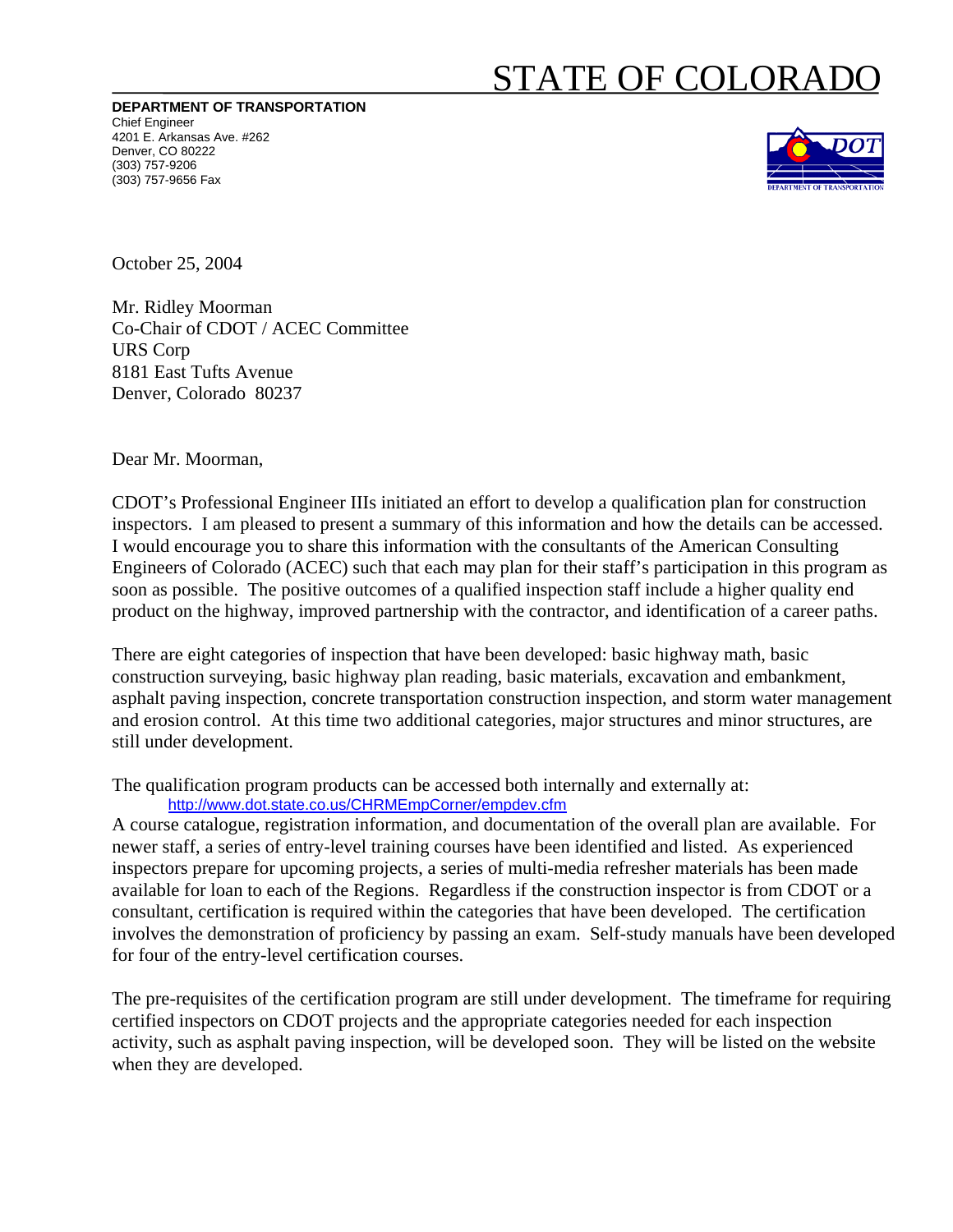# STATE OF COLORADO

**DEPARTMENT OF TRANSPORTATION**
Chief Engineer
4201 E. Arkansas Ave. #262
Denver, CO 80222
(303) 757-9206
(303) 757-9656 Fax

October 25, 2004

Mr. Ridley Moorman
Co-Chair of CDOT / ACEC Committee
URS Corp
8181 East Tufts Avenue
Denver, Colorado 80237

Dear Mr. Moorman,

CDOT's Professional Engineer IIIs initiated an effort to develop a qualification plan for construction inspectors. I am pleased to present a summary of this information and how the details can be accessed. I would encourage you to share this information with the consultants of the American Consulting Engineers of Colorado (ACEC) such that each may plan for their staff's participation in this program as soon as possible. The positive outcomes of a qualified inspection staff include a higher quality end product on the highway, improved partnership with the contractor, and identification of a career paths.

There are eight categories of inspection that have been developed: basic highway math, basic construction surveying, basic highway plan reading, basic materials, excavation and embankment, asphalt paving inspection, concrete transportation construction inspection, and storm water management and erosion control. At this time two additional categories, major structures and minor structures, are still under development.

The qualification program products can be accessed both internally and externally at:
http://www.dot.state.co.us/CHRMEmpCorner/empdev.cfm
A course catalogue, registration information, and documentation of the overall plan are available. For newer staff, a series of entry-level training courses have been identified and listed. As experienced inspectors prepare for upcoming projects, a series of multi-media refresher materials has been made available for loan to each of the Regions. Regardless if the construction inspector is from CDOT or a consultant, certification is required within the categories that have been developed. The certification involves the demonstration of proficiency by passing an exam. Self-study manuals have been developed for four of the entry-level certification courses.

The pre-requisites of the certification program are still under development. The timeframe for requiring certified inspectors on CDOT projects and the appropriate categories needed for each inspection activity, such as asphalt paving inspection, will be developed soon. They will be listed on the website when they are developed.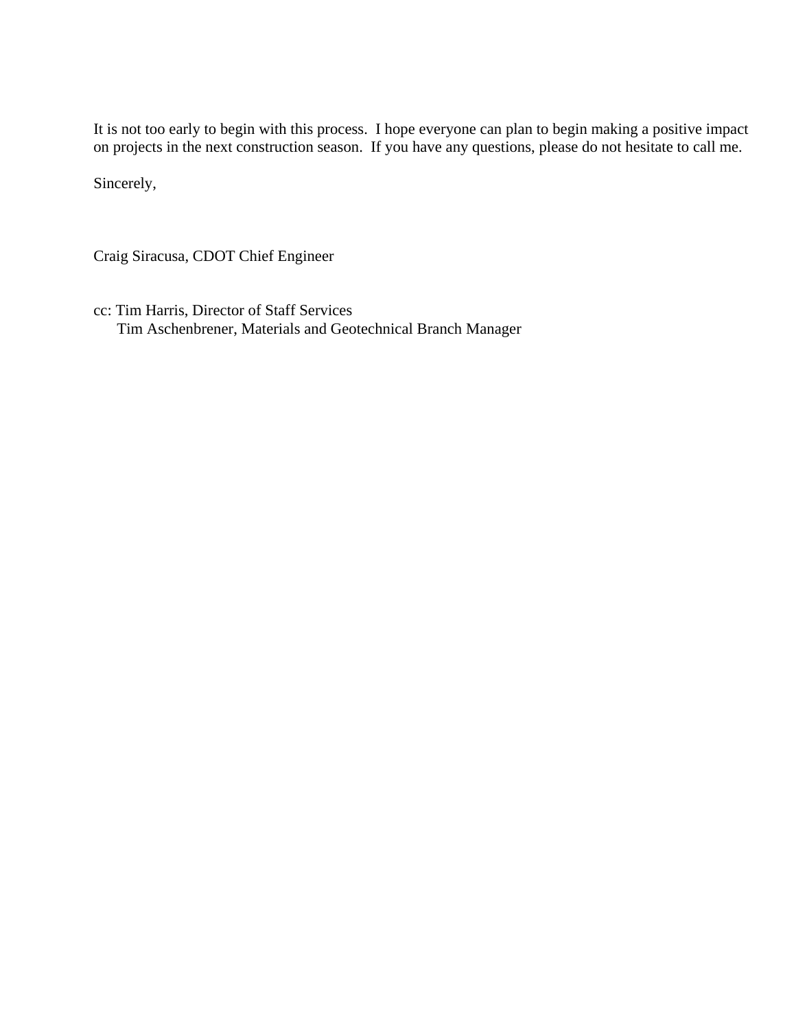It is not too early to begin with this process. I hope everyone can plan to begin making a positive impact on projects in the next construction season. If you have any questions, please do not hesitate to call me.

Sincerely,

Craig Siracusa, CDOT Chief Engineer

cc: Tim Harris, Director of Staff Services
    Tim Aschenbrener, Materials and Geotechnical Branch Manager